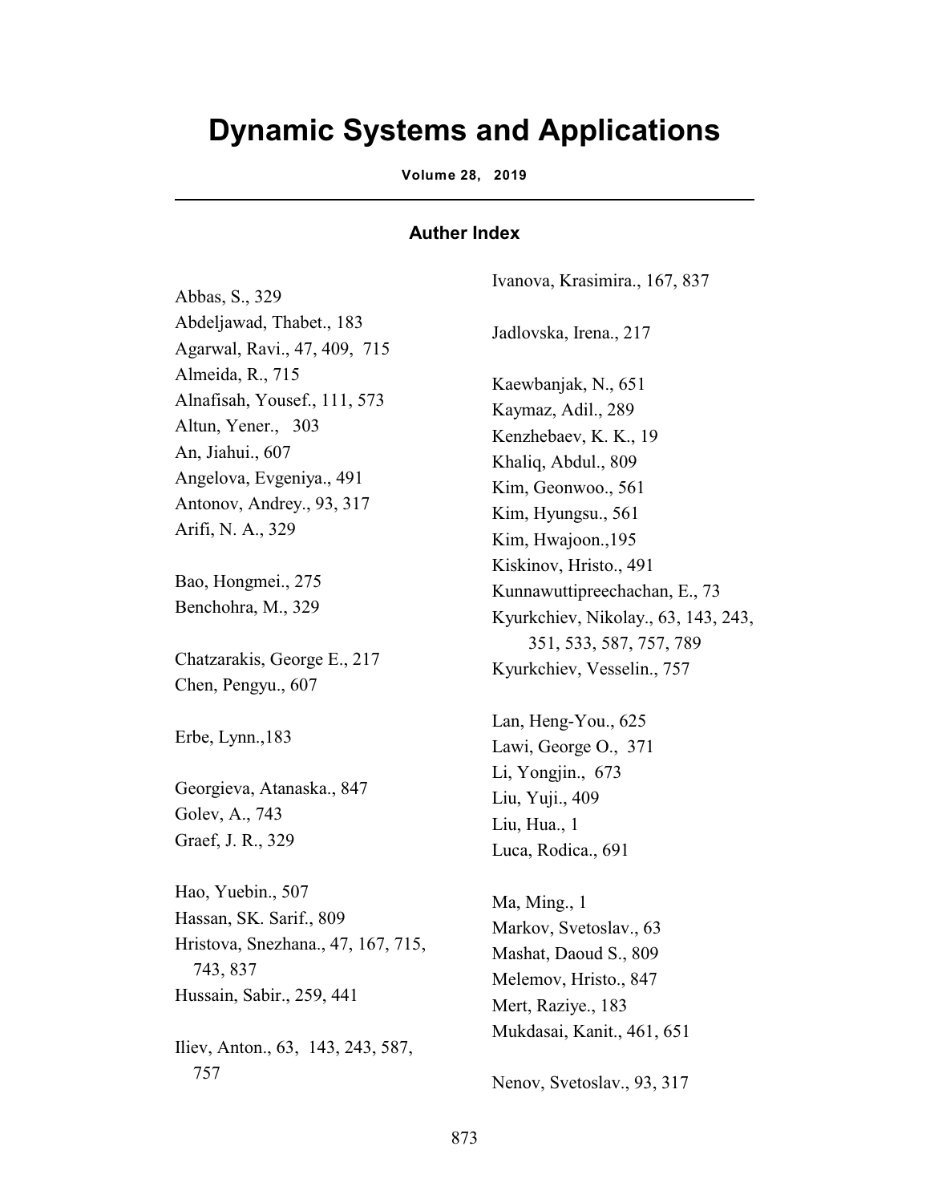# Dynamic Systems and Applications

**Volume 28, 2019**

---

### Auther Index

Abbas, S., 329
Abdeljawad, Thabet., 183
Agarwal, Ravi., 47, 409, 715
Almeida, R., 715
Alnafisah, Yousef., 111, 573
Altun, Yener., 303
An, Jiahui., 607
Angelova, Evgeniya., 491
Antonov, Andrey., 93, 317
Arifi, N. A., 329

Bao, Hongmei., 275
Benchohra, M., 329

Chatzarakis, George E., 217
Chen, Pengyu., 607

Erbe, Lynn.,183

Georgieva, Atanaska., 847
Golev, A., 743
Graef, J. R., 329

Hao, Yuebin., 507
Hassan, SK. Sarif., 809
Hristova, Snezhana., 47, 167, 715, 743, 837
Hussain, Sabir., 259, 441

Iliev, Anton., 63, 143, 243, 587, 757
Ivanova, Krasimira., 167, 837

Jadlovska, Irena., 217

Kaewbanjak, N., 651
Kaymaz, Adil., 289
Kenzhebaev, K. K., 19
Khaliq, Abdul., 809
Kim, Geonwoo., 561
Kim, Hyungsu., 561
Kim, Hwajoon.,195
Kiskinov, Hristo., 491
Kunnawuttipreechachan, E., 73
Kyurkchiev, Nikolay., 63, 143, 243, 351, 533, 587, 757, 789
Kyurkchiev, Vesselin., 757

Lan, Heng-You., 625
Lawi, George O., 371
Li, Yongjin., 673
Liu, Yuji., 409
Liu, Hua., 1
Luca, Rodica., 691

Ma, Ming., 1
Markov, Svetoslav., 63
Mashat, Daoud S., 809
Melemov, Hristo., 847
Mert, Raziye., 183
Mukdasai, Kanit., 461, 651

Nenov, Svetoslav., 93, 317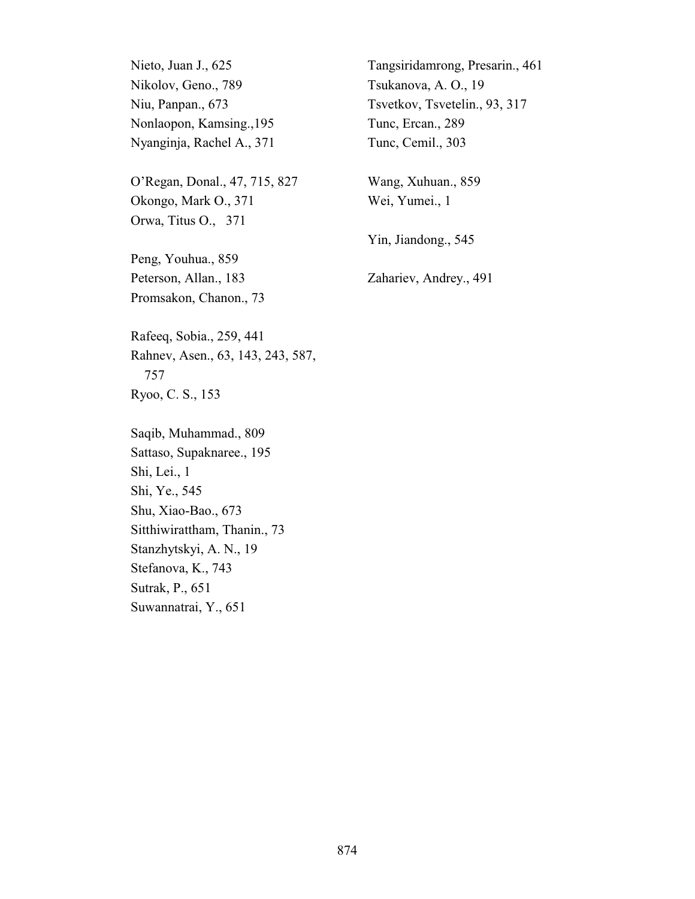Nieto, Juan J., 625
Nikolov, Geno., 789
Niu, Panpan., 673
Nonlaopon, Kamsing.,195
Nyanginja, Rachel A., 371

O'Regan, Donal., 47, 715, 827
Okongo, Mark O., 371
Orwa, Titus O., 371

Peng, Youhua., 859
Peterson, Allan., 183
Promsakon, Chanon., 73

Rafeeq, Sobia., 259, 441
Rahnev, Asen., 63, 143, 243, 587, 757
Ryoo, C. S., 153

Saqib, Muhammad., 809
Sattaso, Supaknaree., 195
Shi, Lei., 1
Shi, Ye., 545
Shu, Xiao-Bao., 673
Sitthiwirattham, Thanin., 73
Stanzhytskyi, A. N., 19
Stefanova, K., 743
Sutrak, P., 651
Suwannatrai, Y., 651

Tangsiridamrong, Presarin., 461
Tsukanova, A. O., 19
Tsvetkov, Tsvetelin., 93, 317
Tunc, Ercan., 289
Tunc, Cemil., 303

Wang, Xuhuan., 859
Wei, Yumei., 1

Yin, Jiandong., 545

Zahariev, Andrey., 491